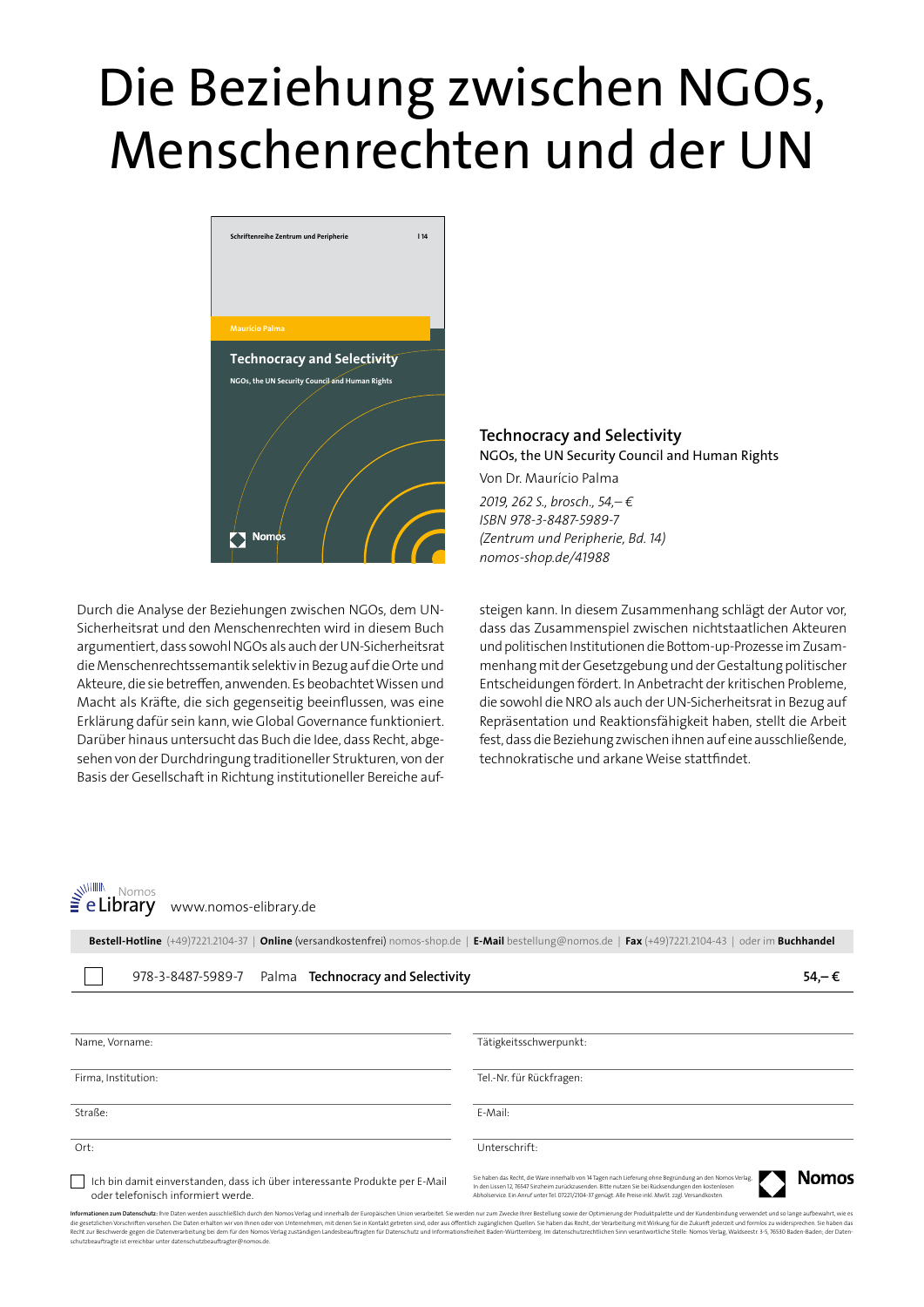# Die Beziehung zwischen NGOs, Menschenrechten und der UN

Schriftenreihe Zentrum und Peripherie | 14

Maurício Palma

Technocracy and Selectivity

NGOs, the UN Security Council and Human Rights

Nomos

## Technocracy and Selectivity

NGOs, the UN Security Council and Human Rights

Von Dr. Maurício Palma

*2019, 262 S., brosch., 54,– €*
*ISBN 978-3-8487-5989-7*
*(Zentrum und Peripherie, Bd. 14)*
*nomos-shop.de/41988*

Durch die Analyse der Beziehungen zwischen NGOs, dem UN-Sicherheitsrat und den Menschenrechten wird in diesem Buch argumentiert, dass sowohl NGOs als auch der UN-Sicherheitsrat die Menschenrechtssemantik selektiv in Bezug auf die Orte und Akteure, die sie betreffen, anwenden. Es beobachtet Wissen und Macht als Kräfte, die sich gegenseitig beeinflussen, was eine Erklärung dafür sein kann, wie Global Governance funktioniert. Darüber hinaus untersucht das Buch die Idee, dass Recht, abgesehen von der Durchdringung traditioneller Strukturen, von der Basis der Gesellschaft in Richtung institutioneller Bereiche aufsteigen kann. In diesem Zusammenhang schlägt der Autor vor, dass das Zusammenspiel zwischen nichtstaatlichen Akteuren und politischen Institutionen die Bottom-up-Prozesse im Zusammenhang mit der Gesetzgebung und der Gestaltung politischer Entscheidungen fördert. In Anbetracht der kritischen Probleme, die sowohl die NRO als auch der UN-Sicherheitsrat in Bezug auf Repräsentation und Reaktionsfähigkeit haben, stellt die Arbeit fest, dass die Beziehung zwischen ihnen auf eine ausschließende, technokratische und arkane Weise stattfindet.

Nomos eLibrary www.nomos-elibrary.de

**Bestell-Hotline** (+49)7221.2104-37 | **Online** (versandkostenfrei) nomos-shop.de | **E-Mail** bestellung@nomos.de | **Fax** (+49)7221.2104-43 | oder im **Buchhandel**

| | ISBN | Autor | Titel | Preis |
|---|---|---|---|---|
| ☐ | 978-3-8487-5989-7 | Palma | **Technocracy and Selectivity** | **54,– €** |

Name, Vorname:

Tätigkeitsschwerpunkt:

Firma, Institution:

Tel.-Nr. für Rückfragen:

Straße:

E-Mail:

Ort:

Unterschrift:

☐ Ich bin damit einverstanden, dass ich über interessante Produkte per E-Mail oder telefonisch informiert werde.

Sie haben das Recht, die Ware innerhalb von 14 Tagen nach Lieferung ohne Begründung an den Nomos Verlag, In den Lissen 12, 76547 Sinzheim zurückzusenden. Bitte nutzen Sie bei Rücksendungen den kostenlosen Abholservice. Ein Anruf unter Tel. 07221/2104-37 genügt. Alle Preise inkl. MwSt. zzgl. Versandkosten.

**Nomos**

**Informationen zum Datenschutz:** Ihre Daten werden ausschließlich durch den Nomos Verlag und innerhalb der Europäischen Union verarbeitet. Sie werden nur zum Zwecke Ihrer Bestellung sowie der Optimierung der Produktpalette und der Kundenbindung verwendet und so lange aufbewahrt, wie es die gesetzlichen Vorschriften vorsehen. Die Daten erhalten wir von Ihnen oder von Unternehmen, mit denen Sie in Kontakt getreten sind, oder aus öffentlich zugänglichen Quellen. Sie haben das Recht, der Verarbeitung mit Wirkung für die Zukunft jederzeit und formlos zu widersprechen. Sie haben das Recht zur Beschwerde gegen die Datenverarbeitung bei dem für den Nomos Verlag zuständigen Landesbeauftragten für Datenschutz und Informationsfreiheit Baden-Württemberg. Im datenschutzrechtlichen Sinn verantwortliche Stelle: Nomos Verlag, Waldseestr. 3-5, 76530 Baden-Baden; der Datenschutzbeauftragte ist erreichbar unter datenschutzbeauftragter@nomos.de.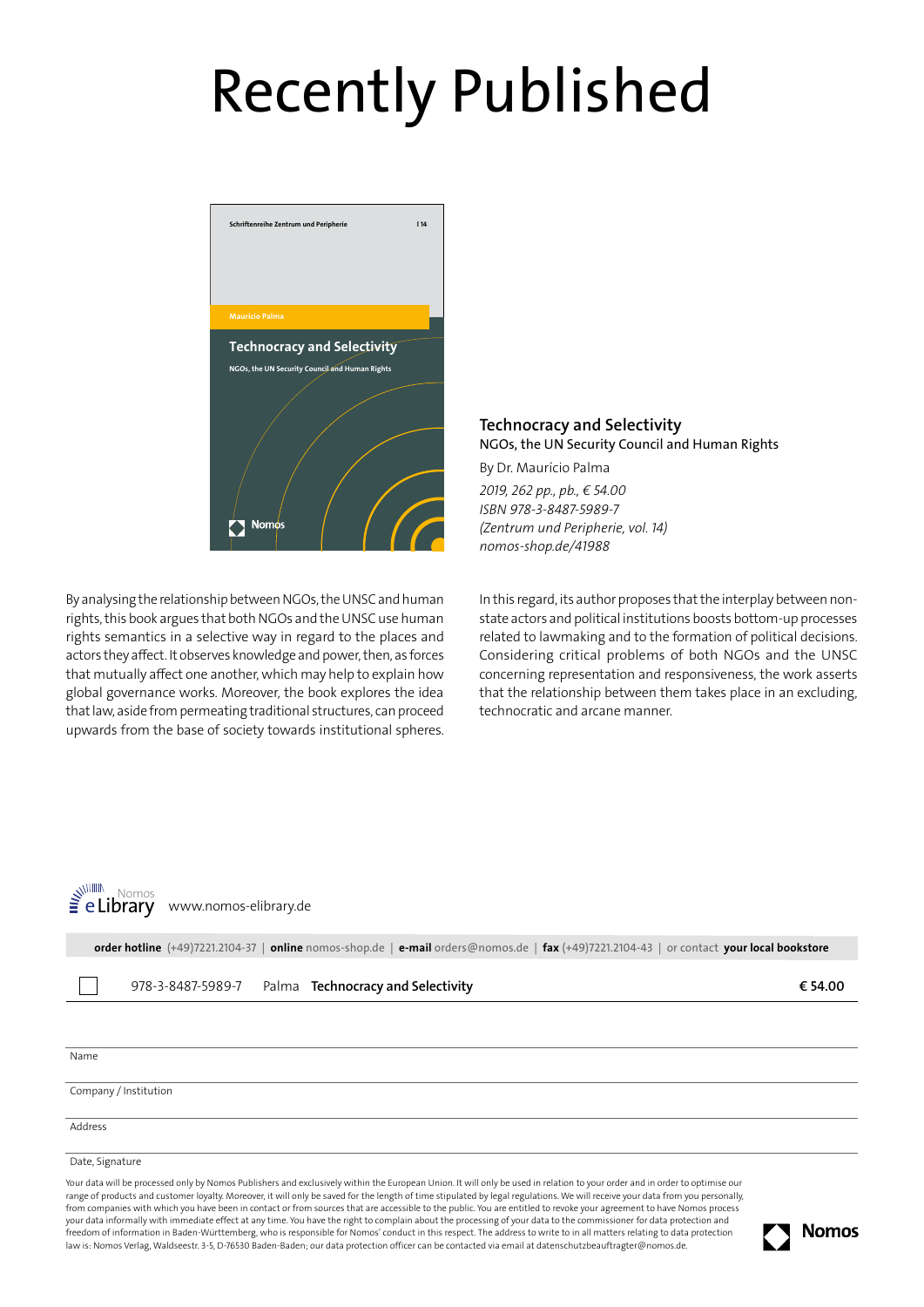# Recently Published

## Technocracy and Selectivity

NGOs, the UN Security Council and Human Rights

By Dr. Maurício Palma

*2019, 262 pp., pb., € 54.00*
*ISBN 978-3-8487-5989-7*
*(Zentrum und Peripherie, vol. 14)*
*nomos-shop.de/41988*

By analysing the relationship between NGOs, the UNSC and human rights, this book argues that both NGOs and the UNSC use human rights semantics in a selective way in regard to the places and actors they affect. It observes knowledge and power, then, as forces that mutually affect one another, which may help to explain how global governance works. Moreover, the book explores the idea that law, aside from permeating traditional structures, can proceed upwards from the base of society towards institutional spheres.

In this regard, its author proposes that the interplay between non-state actors and political institutions boosts bottom-up processes related to lawmaking and to the formation of political decisions. Considering critical problems of both NGOs and the UNSC concerning representation and responsiveness, the work asserts that the relationship between them takes place in an excluding, technocratic and arcane manner.

Nomos eLibrary www.nomos-elibrary.de

**order hotline** (+49)7221.2104-37 | **online** nomos-shop.de | **e-mail** orders@nomos.de | **fax** (+49)7221.2104-43 | or contact **your local bookstore**

☐ 978-3-8487-5989-7 Palma **Technocracy and Selectivity** € 54.00

Name

Company / Institution

Address

Date, Signature

Your data will be processed only by Nomos Publishers and exclusively within the European Union. It will only be used in relation to your order and in order to optimise our range of products and customer loyalty. Moreover, it will only be saved for the length of time stipulated by legal regulations. We will receive your data from you personally, from companies with which you have been in contact or from sources that are accessible to the public. You are entitled to revoke your agreement to have Nomos process your data informally with immediate effect at any time. You have the right to complain about the processing of your data to the commissioner for data protection and freedom of information in Baden-Württemberg, who is responsible for Nomos' conduct in this respect. The address to write to in all matters relating to data protection law is: Nomos Verlag, Waldseestr. 3-5, D-76530 Baden-Baden; our data protection officer can be contacted via email at datenschutzbeauftragter@nomos.de.

Nomos